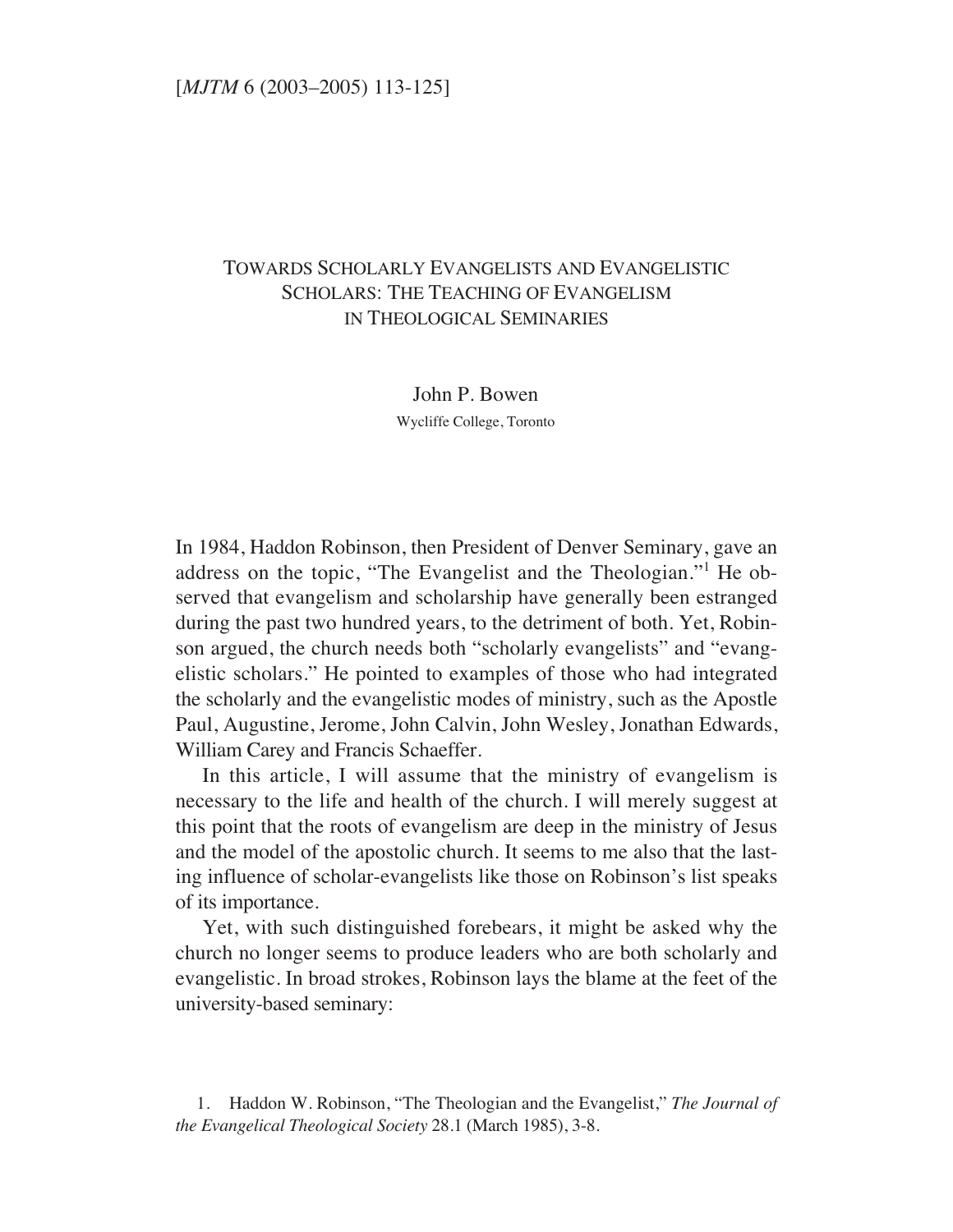# TOWARDS SCHOLARLY EVANGELISTS AND EVANGELISTIC SCHOLARS: THE TEACHING OF EVANGELISM IN THEOLOGICAL SEMINARIES

John P. Bowen

Wycliffe College, Toronto

In 1984, Haddon Robinson, then President of Denver Seminary, gave an address on the topic, "The Evangelist and the Theologian."[1] He observed that evangelism and scholarship have generally been estranged during the past two hundred years, to the detriment of both. Yet, Robinson argued, the church needs both "scholarly evangelists" and "evangelistic scholars." He pointed to examples of those who had integrated the scholarly and the evangelistic modes of ministry, such as the Apostle Paul, Augustine, Jerome, John Calvin, John Wesley, Jonathan Edwards, William Carey and Francis Schaeffer.

In this article, I will assume that the ministry of evangelism is necessary to the life and health of the church. I will merely suggest at this point that the roots of evangelism are deep in the ministry of Jesus and the model of the apostolic church. It seems to me also that the lasting influence of scholar-evangelists like those on Robinson's list speaks of its importance.

Yet, with such distinguished forebears, it might be asked why the church no longer seems to produce leaders who are both scholarly and evangelistic. In broad strokes, Robinson lays the blame at the feet of the university-based seminary:

1. Haddon W. Robinson, "The Theologian and the Evangelist," *The Journal of the Evangelical Theological Society* 28.1 (March 1985), 3-8.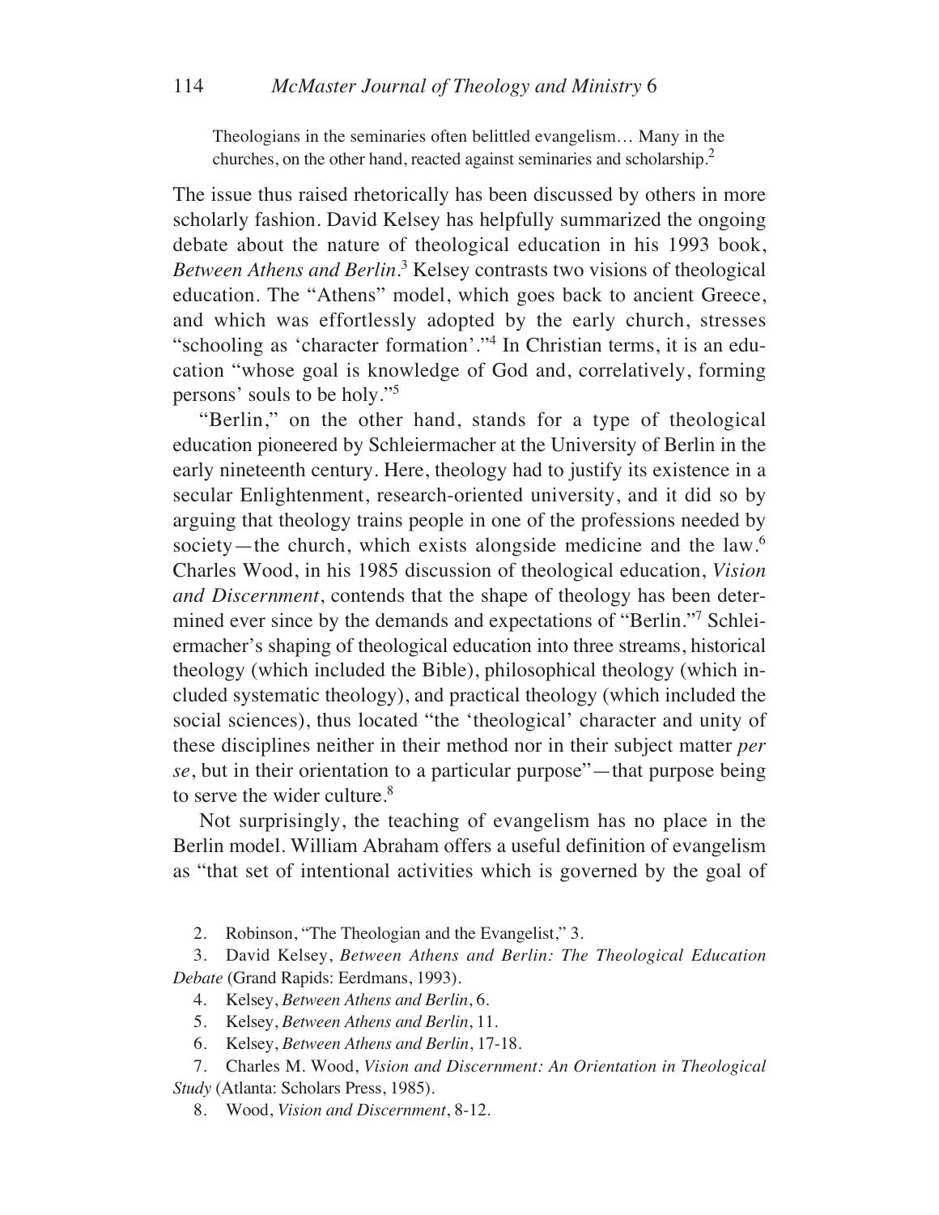> Theologians in the seminaries often belittled evangelism… Many in the churches, on the other hand, reacted against seminaries and scholarship.[2]

The issue thus raised rhetorically has been discussed by others in more scholarly fashion. David Kelsey has helpfully summarized the ongoing debate about the nature of theological education in his 1993 book, *Between Athens and Berlin*.[3] Kelsey contrasts two visions of theological education. The "Athens" model, which goes back to ancient Greece, and which was effortlessly adopted by the early church, stresses "schooling as 'character formation'."[4] In Christian terms, it is an education "whose goal is knowledge of God and, correlatively, forming persons' souls to be holy."[5]

"Berlin," on the other hand, stands for a type of theological education pioneered by Schleiermacher at the University of Berlin in the early nineteenth century. Here, theology had to justify its existence in a secular Enlightenment, research-oriented university, and it did so by arguing that theology trains people in one of the professions needed by society—the church, which exists alongside medicine and the law.[6] Charles Wood, in his 1985 discussion of theological education, *Vision and Discernment*, contends that the shape of theology has been determined ever since by the demands and expectations of "Berlin."[7] Schleiermacher's shaping of theological education into three streams, historical theology (which included the Bible), philosophical theology (which included systematic theology), and practical theology (which included the social sciences), thus located "the 'theological' character and unity of these disciplines neither in their method nor in their subject matter *per se*, but in their orientation to a particular purpose"—that purpose being to serve the wider culture.[8]

Not surprisingly, the teaching of evangelism has no place in the Berlin model. William Abraham offers a useful definition of evangelism as "that set of intentional activities which is governed by the goal of

2. Robinson, "The Theologian and the Evangelist," 3.

3. David Kelsey, *Between Athens and Berlin: The Theological Education Debate* (Grand Rapids: Eerdmans, 1993).

4. Kelsey, *Between Athens and Berlin*, 6.

5. Kelsey, *Between Athens and Berlin*, 11.

6. Kelsey, *Between Athens and Berlin*, 17-18.

7. Charles M. Wood, *Vision and Discernment: An Orientation in Theological Study* (Atlanta: Scholars Press, 1985).

8. Wood, *Vision and Discernment*, 8-12.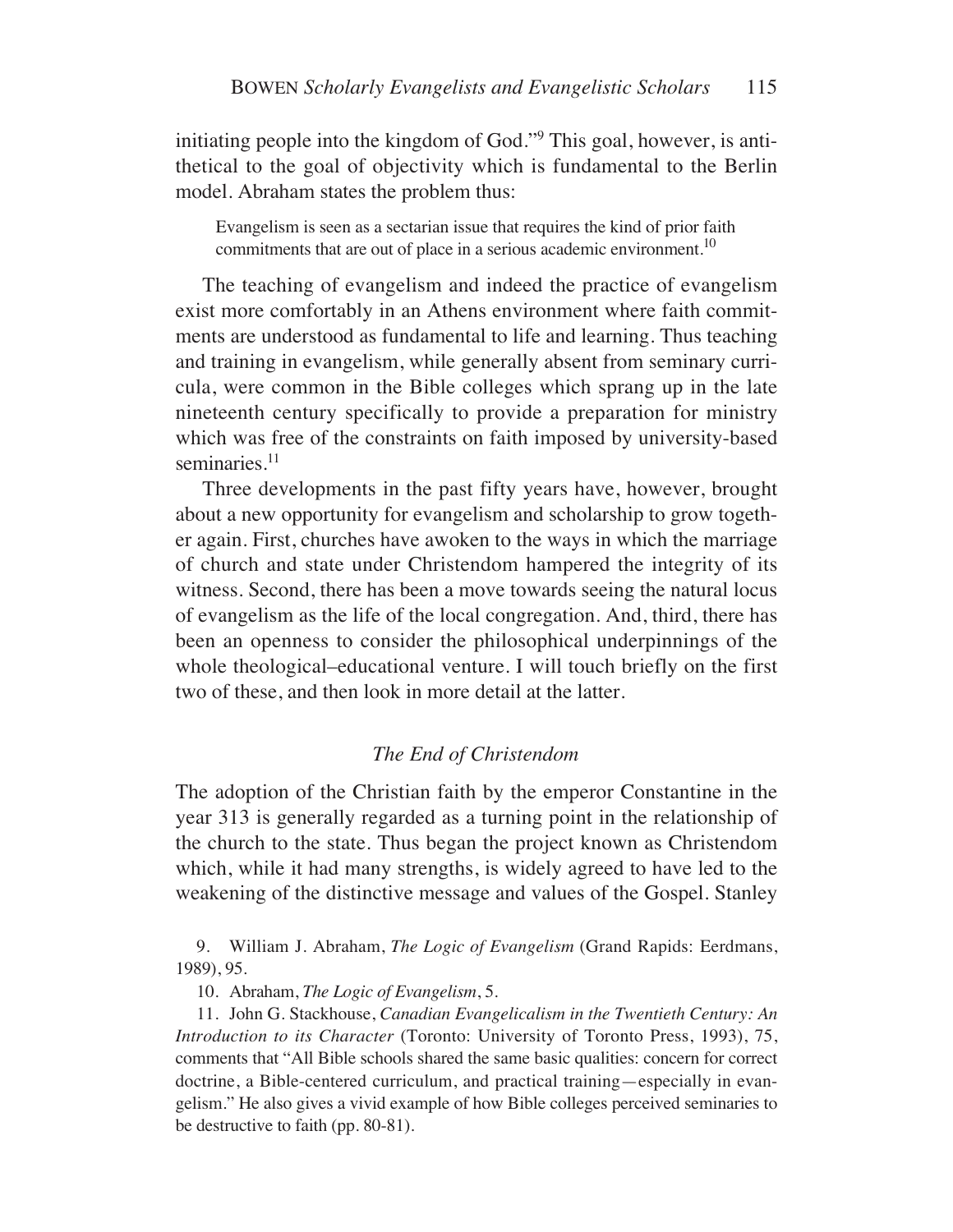initiating people into the kingdom of God."[9] This goal, however, is antithetical to the goal of objectivity which is fundamental to the Berlin model. Abraham states the problem thus:

> Evangelism is seen as a sectarian issue that requires the kind of prior faith commitments that are out of place in a serious academic environment.[10]

The teaching of evangelism and indeed the practice of evangelism exist more comfortably in an Athens environment where faith commitments are understood as fundamental to life and learning. Thus teaching and training in evangelism, while generally absent from seminary curricula, were common in the Bible colleges which sprang up in the late nineteenth century specifically to provide a preparation for ministry which was free of the constraints on faith imposed by university-based seminaries.[11]

Three developments in the past fifty years have, however, brought about a new opportunity for evangelism and scholarship to grow together again. First, churches have awoken to the ways in which the marriage of church and state under Christendom hampered the integrity of its witness. Second, there has been a move towards seeing the natural locus of evangelism as the life of the local congregation. And, third, there has been an openness to consider the philosophical underpinnings of the whole theological–educational venture. I will touch briefly on the first two of these, and then look in more detail at the latter.

### *The End of Christendom*

The adoption of the Christian faith by the emperor Constantine in the year 313 is generally regarded as a turning point in the relationship of the church to the state. Thus began the project known as Christendom which, while it had many strengths, is widely agreed to have led to the weakening of the distinctive message and values of the Gospel. Stanley

9. William J. Abraham, *The Logic of Evangelism* (Grand Rapids: Eerdmans, 1989), 95.

10. Abraham, *The Logic of Evangelism*, 5.

11. John G. Stackhouse, *Canadian Evangelicalism in the Twentieth Century: An Introduction to its Character* (Toronto: University of Toronto Press, 1993), 75, comments that "All Bible schools shared the same basic qualities: concern for correct doctrine, a Bible-centered curriculum, and practical training—especially in evangelism." He also gives a vivid example of how Bible colleges perceived seminaries to be destructive to faith (pp. 80-81).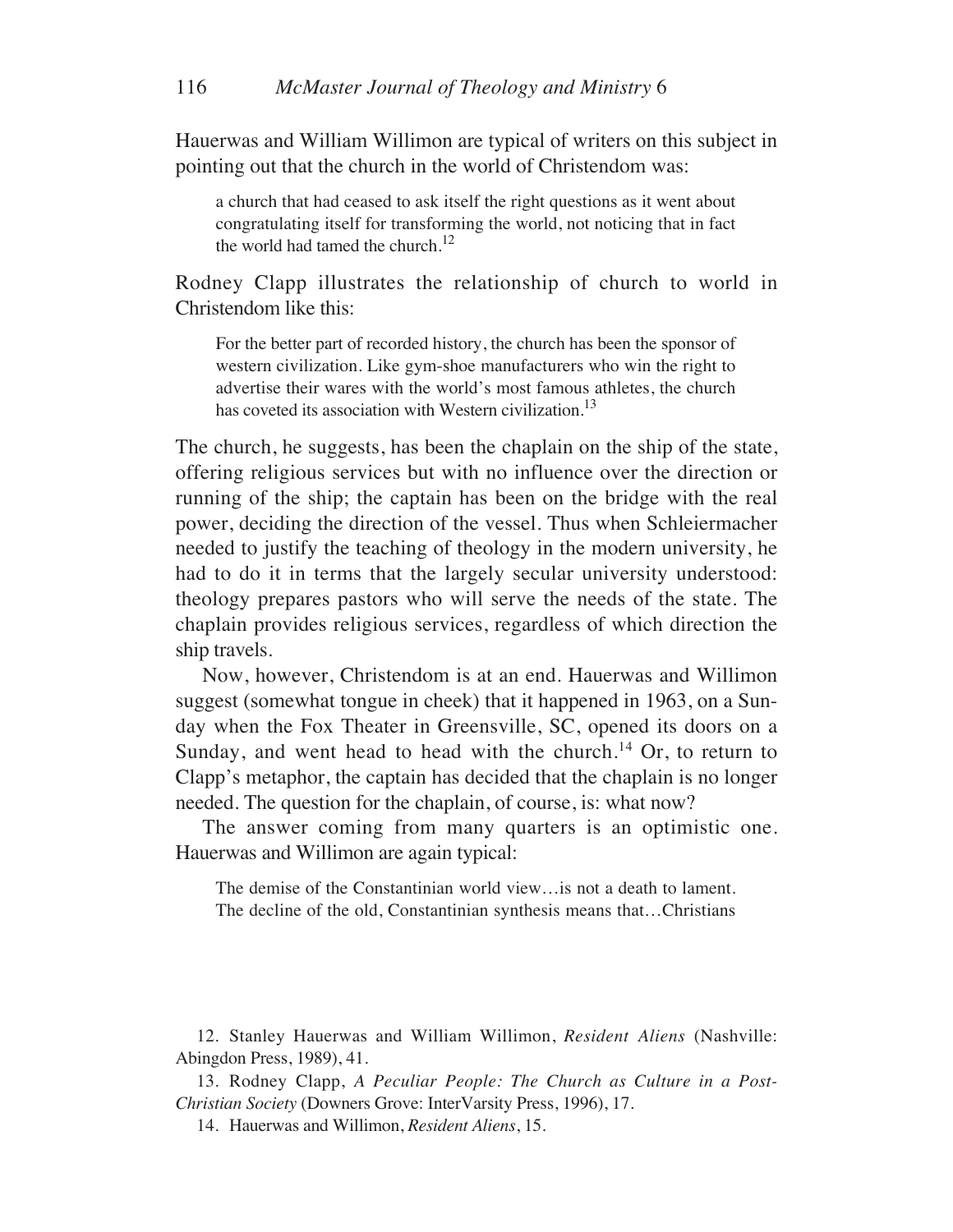Hauerwas and William Willimon are typical of writers on this subject in pointing out that the church in the world of Christendom was:

> a church that had ceased to ask itself the right questions as it went about congratulating itself for transforming the world, not noticing that in fact the world had tamed the church.[12]

Rodney Clapp illustrates the relationship of church to world in Christendom like this:

> For the better part of recorded history, the church has been the sponsor of western civilization. Like gym-shoe manufacturers who win the right to advertise their wares with the world's most famous athletes, the church has coveted its association with Western civilization.[13]

The church, he suggests, has been the chaplain on the ship of the state, offering religious services but with no influence over the direction or running of the ship; the captain has been on the bridge with the real power, deciding the direction of the vessel. Thus when Schleiermacher needed to justify the teaching of theology in the modern university, he had to do it in terms that the largely secular university understood: theology prepares pastors who will serve the needs of the state. The chaplain provides religious services, regardless of which direction the ship travels.

Now, however, Christendom is at an end. Hauerwas and Willimon suggest (somewhat tongue in cheek) that it happened in 1963, on a Sunday when the Fox Theater in Greensville, SC, opened its doors on a Sunday, and went head to head with the church.[14] Or, to return to Clapp's metaphor, the captain has decided that the chaplain is no longer needed. The question for the chaplain, of course, is: what now?

The answer coming from many quarters is an optimistic one. Hauerwas and Willimon are again typical:

> The demise of the Constantinian world view…is not a death to lament. The decline of the old, Constantinian synthesis means that…Christians

12. Stanley Hauerwas and William Willimon, *Resident Aliens* (Nashville: Abingdon Press, 1989), 41.

13. Rodney Clapp, *A Peculiar People: The Church as Culture in a Post-Christian Society* (Downers Grove: InterVarsity Press, 1996), 17.

14. Hauerwas and Willimon, *Resident Aliens*, 15.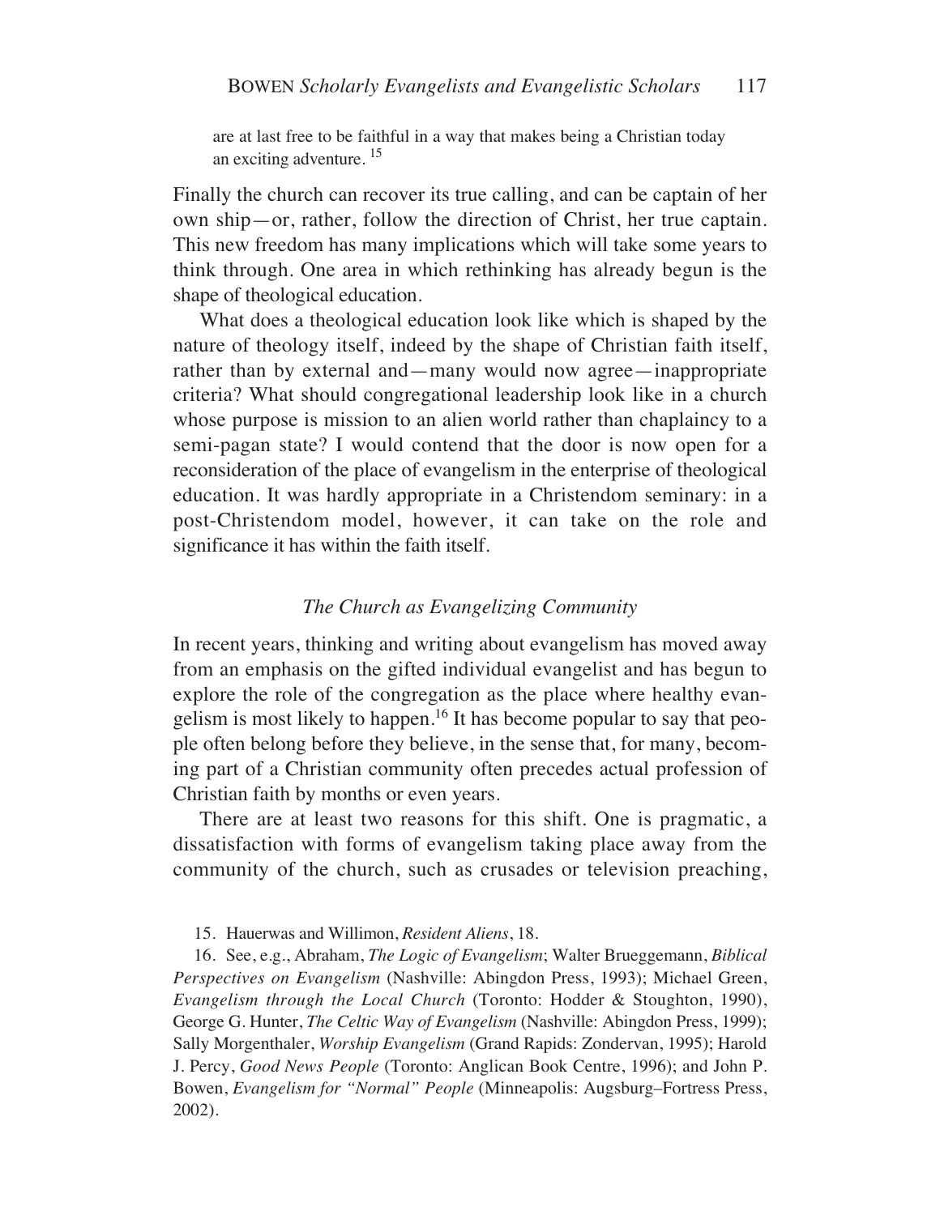are at last free to be faithful in a way that makes being a Christian today an exciting adventure.[15]

Finally the church can recover its true calling, and can be captain of her own ship—or, rather, follow the direction of Christ, her true captain. This new freedom has many implications which will take some years to think through. One area in which rethinking has already begun is the shape of theological education.

What does a theological education look like which is shaped by the nature of theology itself, indeed by the shape of Christian faith itself, rather than by external and—many would now agree—inappropriate criteria? What should congregational leadership look like in a church whose purpose is mission to an alien world rather than chaplaincy to a semi-pagan state? I would contend that the door is now open for a reconsideration of the place of evangelism in the enterprise of theological education. It was hardly appropriate in a Christendom seminary: in a post-Christendom model, however, it can take on the role and significance it has within the faith itself.

### *The Church as Evangelizing Community*

In recent years, thinking and writing about evangelism has moved away from an emphasis on the gifted individual evangelist and has begun to explore the role of the congregation as the place where healthy evangelism is most likely to happen.[16] It has become popular to say that people often belong before they believe, in the sense that, for many, becoming part of a Christian community often precedes actual profession of Christian faith by months or even years.

There are at least two reasons for this shift. One is pragmatic, a dissatisfaction with forms of evangelism taking place away from the community of the church, such as crusades or television preaching,

15. Hauerwas and Willimon, *Resident Aliens*, 18.

16. See, e.g., Abraham, *The Logic of Evangelism*; Walter Brueggemann, *Biblical Perspectives on Evangelism* (Nashville: Abingdon Press, 1993); Michael Green, *Evangelism through the Local Church* (Toronto: Hodder & Stoughton, 1990), George G. Hunter, *The Celtic Way of Evangelism* (Nashville: Abingdon Press, 1999); Sally Morgenthaler, *Worship Evangelism* (Grand Rapids: Zondervan, 1995); Harold J. Percy, *Good News People* (Toronto: Anglican Book Centre, 1996); and John P. Bowen, *Evangelism for "Normal" People* (Minneapolis: Augsburg–Fortress Press, 2002).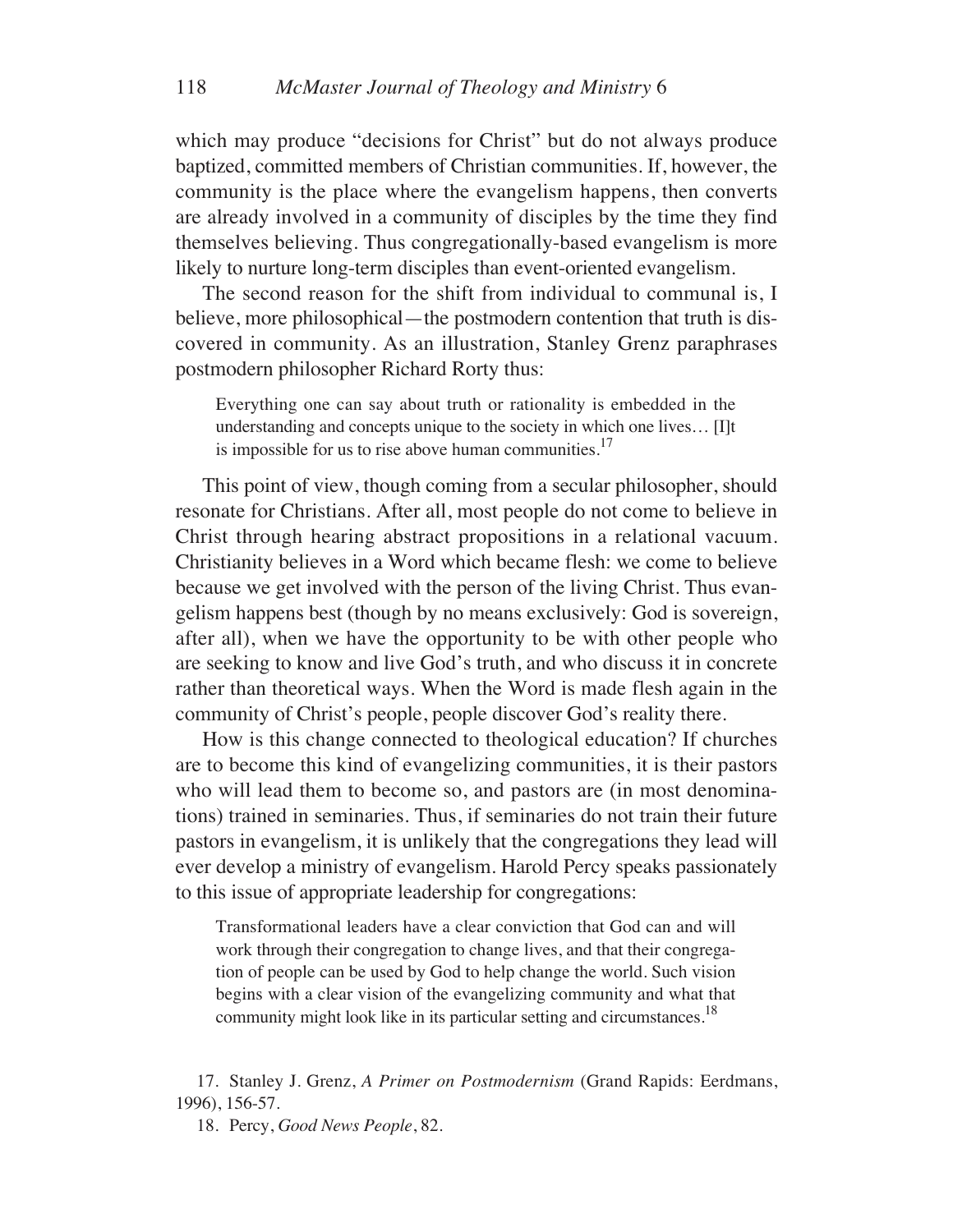which may produce "decisions for Christ" but do not always produce baptized, committed members of Christian communities. If, however, the community is the place where the evangelism happens, then converts are already involved in a community of disciples by the time they find themselves believing. Thus congregationally-based evangelism is more likely to nurture long-term disciples than event-oriented evangelism.

The second reason for the shift from individual to communal is, I believe, more philosophical—the postmodern contention that truth is discovered in community. As an illustration, Stanley Grenz paraphrases postmodern philosopher Richard Rorty thus:

> Everything one can say about truth or rationality is embedded in the understanding and concepts unique to the society in which one lives… [I]t is impossible for us to rise above human communities.[17]

This point of view, though coming from a secular philosopher, should resonate for Christians. After all, most people do not come to believe in Christ through hearing abstract propositions in a relational vacuum. Christianity believes in a Word which became flesh: we come to believe because we get involved with the person of the living Christ. Thus evangelism happens best (though by no means exclusively: God is sovereign, after all), when we have the opportunity to be with other people who are seeking to know and live God's truth, and who discuss it in concrete rather than theoretical ways. When the Word is made flesh again in the community of Christ's people, people discover God's reality there.

How is this change connected to theological education? If churches are to become this kind of evangelizing communities, it is their pastors who will lead them to become so, and pastors are (in most denominations) trained in seminaries. Thus, if seminaries do not train their future pastors in evangelism, it is unlikely that the congregations they lead will ever develop a ministry of evangelism. Harold Percy speaks passionately to this issue of appropriate leadership for congregations:

> Transformational leaders have a clear conviction that God can and will work through their congregation to change lives, and that their congregation of people can be used by God to help change the world. Such vision begins with a clear vision of the evangelizing community and what that community might look like in its particular setting and circumstances.[18]

17. Stanley J. Grenz, *A Primer on Postmodernism* (Grand Rapids: Eerdmans, 1996), 156-57.

18. Percy, *Good News People*, 82.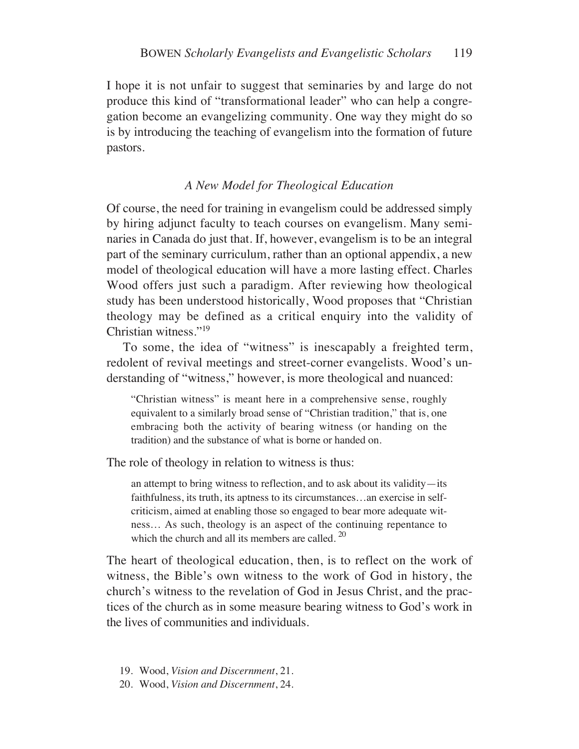I hope it is not unfair to suggest that seminaries by and large do not produce this kind of "transformational leader" who can help a congregation become an evangelizing community. One way they might do so is by introducing the teaching of evangelism into the formation of future pastors.

### *A New Model for Theological Education*

Of course, the need for training in evangelism could be addressed simply by hiring adjunct faculty to teach courses on evangelism. Many seminaries in Canada do just that. If, however, evangelism is to be an integral part of the seminary curriculum, rather than an optional appendix, a new model of theological education will have a more lasting effect. Charles Wood offers just such a paradigm. After reviewing how theological study has been understood historically, Wood proposes that "Christian theology may be defined as a critical enquiry into the validity of Christian witness."[19]

To some, the idea of "witness" is inescapably a freighted term, redolent of revival meetings and street-corner evangelists. Wood's understanding of "witness," however, is more theological and nuanced:

> "Christian witness" is meant here in a comprehensive sense, roughly equivalent to a similarly broad sense of "Christian tradition," that is, one embracing both the activity of bearing witness (or handing on the tradition) and the substance of what is borne or handed on.

The role of theology in relation to witness is thus:

> an attempt to bring witness to reflection, and to ask about its validity—its faithfulness, its truth, its aptness to its circumstances…an exercise in self-criticism, aimed at enabling those so engaged to bear more adequate witness… As such, theology is an aspect of the continuing repentance to which the church and all its members are called.[20]

The heart of theological education, then, is to reflect on the work of witness, the Bible's own witness to the work of God in history, the church's witness to the revelation of God in Jesus Christ, and the practices of the church as in some measure bearing witness to God's work in the lives of communities and individuals.

19. Wood, *Vision and Discernment*, 21.

20. Wood, *Vision and Discernment*, 24.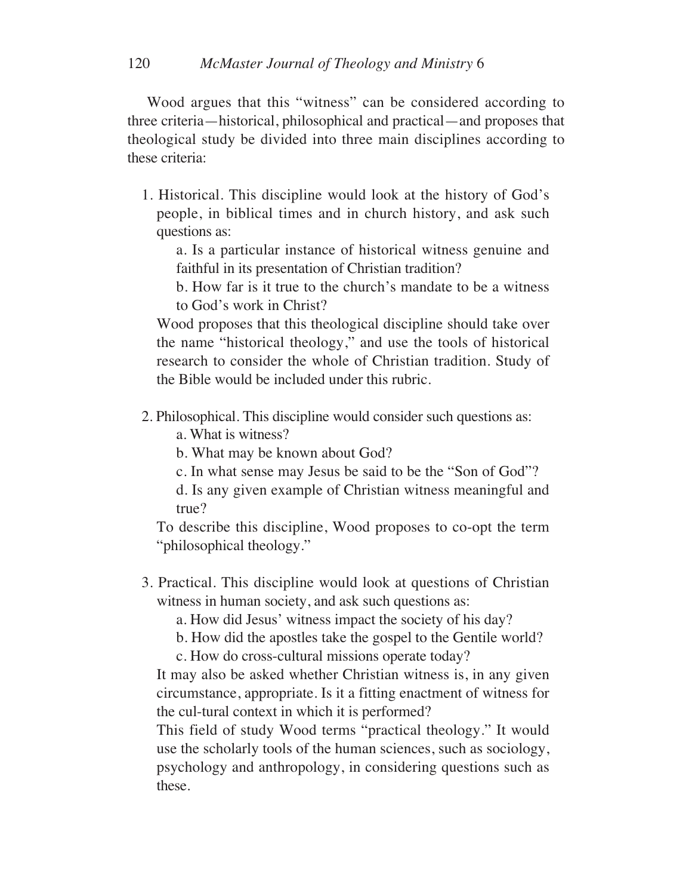Wood argues that this "witness" can be considered according to three criteria—historical, philosophical and practical—and proposes that theological study be divided into three main disciplines according to these criteria:

1. Historical. This discipline would look at the history of God's people, in biblical times and in church history, and ask such questions as:
   a. Is a particular instance of historical witness genuine and faithful in its presentation of Christian tradition?
   b. How far is it true to the church's mandate to be a witness to God's work in Christ?

   Wood proposes that this theological discipline should take over the name "historical theology," and use the tools of historical research to consider the whole of Christian tradition. Study of the Bible would be included under this rubric.

2. Philosophical. This discipline would consider such questions as:
   a. What is witness?
   b. What may be known about God?
   c. In what sense may Jesus be said to be the "Son of God"?
   d. Is any given example of Christian witness meaningful and true?

   To describe this discipline, Wood proposes to co-opt the term "philosophical theology."

3. Practical. This discipline would look at questions of Christian witness in human society, and ask such questions as:
   a. How did Jesus' witness impact the society of his day?
   b. How did the apostles take the gospel to the Gentile world?
   c. How do cross-cultural missions operate today?

   It may also be asked whether Christian witness is, in any given circumstance, appropriate. Is it a fitting enactment of witness for the cul-tural context in which it is performed?

   This field of study Wood terms "practical theology." It would use the scholarly tools of the human sciences, such as sociology, psychology and anthropology, in considering questions such as these.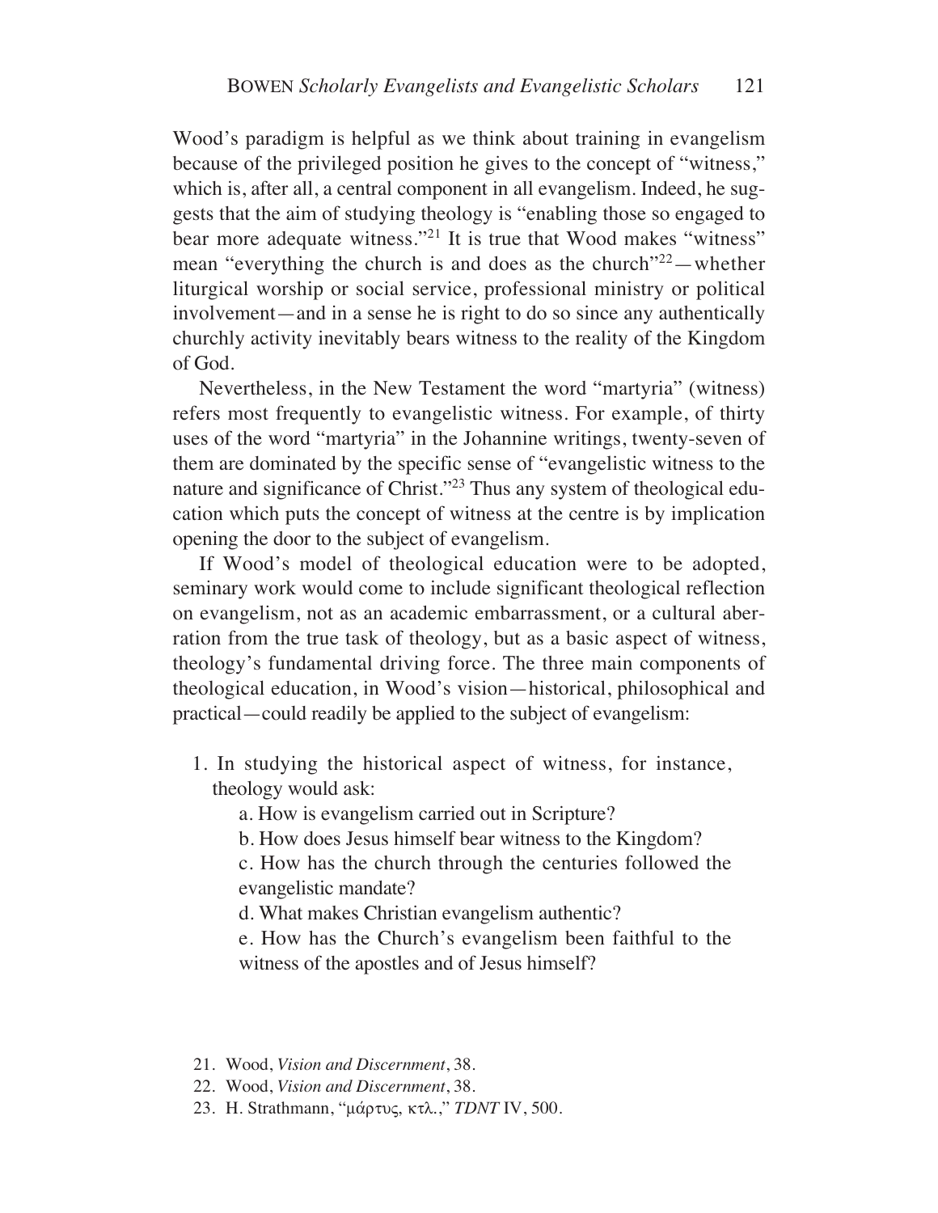Wood's paradigm is helpful as we think about training in evangelism because of the privileged position he gives to the concept of "witness," which is, after all, a central component in all evangelism. Indeed, he suggests that the aim of studying theology is "enabling those so engaged to bear more adequate witness."[21] It is true that Wood makes "witness" mean "everything the church is and does as the church"[22]—whether liturgical worship or social service, professional ministry or political involvement—and in a sense he is right to do so since any authentically churchly activity inevitably bears witness to the reality of the Kingdom of God.

Nevertheless, in the New Testament the word "martyria" (witness) refers most frequently to evangelistic witness. For example, of thirty uses of the word "martyria" in the Johannine writings, twenty-seven of them are dominated by the specific sense of "evangelistic witness to the nature and significance of Christ."[23] Thus any system of theological education which puts the concept of witness at the centre is by implication opening the door to the subject of evangelism.

If Wood's model of theological education were to be adopted, seminary work would come to include significant theological reflection on evangelism, not as an academic embarrassment, or a cultural aberration from the true task of theology, but as a basic aspect of witness, theology's fundamental driving force. The three main components of theological education, in Wood's vision—historical, philosophical and practical—could readily be applied to the subject of evangelism:

1. In studying the historical aspect of witness, for instance, theology would ask:
    a. How is evangelism carried out in Scripture?
    b. How does Jesus himself bear witness to the Kingdom?
    c. How has the church through the centuries followed the evangelistic mandate?
    d. What makes Christian evangelism authentic?
    e. How has the Church's evangelism been faithful to the witness of the apostles and of Jesus himself?

21. Wood, *Vision and Discernment*, 38.
22. Wood, *Vision and Discernment*, 38.
23. H. Strathmann, "μάρτυς, κτλ.," *TDNT* IV, 500.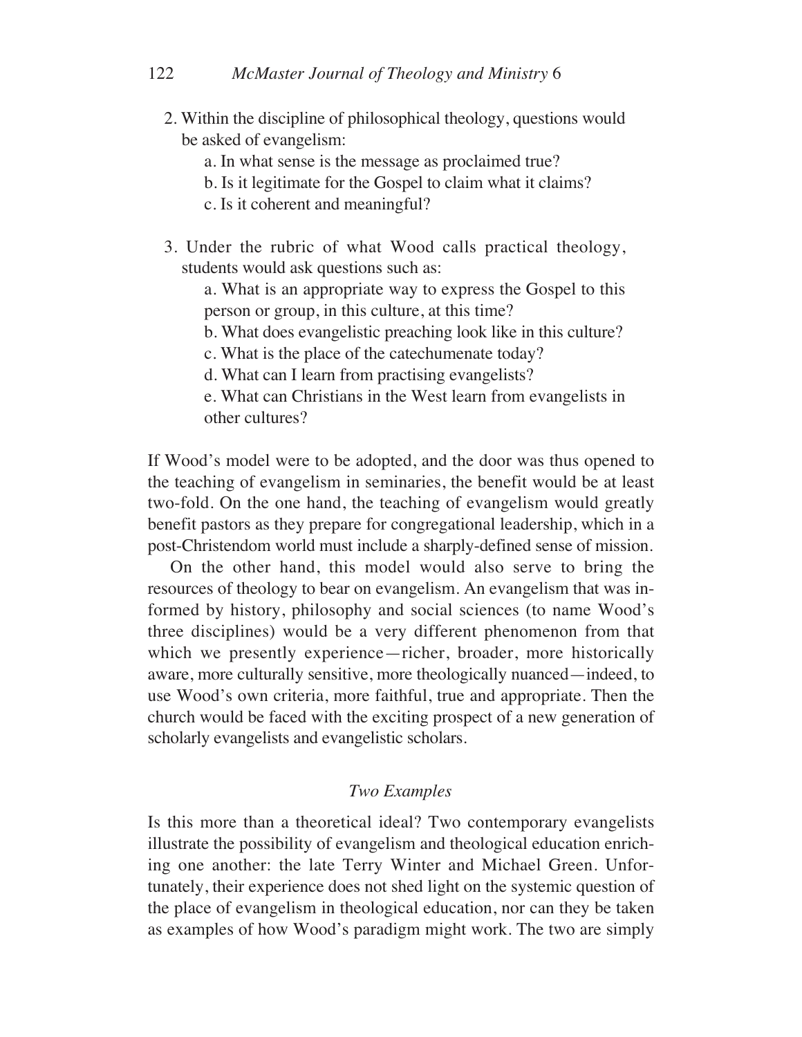2. Within the discipline of philosophical theology, questions would be asked of evangelism:
   a. In what sense is the message as proclaimed true?
   b. Is it legitimate for the Gospel to claim what it claims?
   c. Is it coherent and meaningful?

3. Under the rubric of what Wood calls practical theology, students would ask questions such as:
   a. What is an appropriate way to express the Gospel to this person or group, in this culture, at this time?
   b. What does evangelistic preaching look like in this culture?
   c. What is the place of the catechumenate today?
   d. What can I learn from practising evangelists?
   e. What can Christians in the West learn from evangelists in other cultures?

If Wood's model were to be adopted, and the door was thus opened to the teaching of evangelism in seminaries, the benefit would be at least two-fold. On the one hand, the teaching of evangelism would greatly benefit pastors as they prepare for congregational leadership, which in a post-Christendom world must include a sharply-defined sense of mission.

On the other hand, this model would also serve to bring the resources of theology to bear on evangelism. An evangelism that was informed by history, philosophy and social sciences (to name Wood's three disciplines) would be a very different phenomenon from that which we presently experience—richer, broader, more historically aware, more culturally sensitive, more theologically nuanced—indeed, to use Wood's own criteria, more faithful, true and appropriate. Then the church would be faced with the exciting prospect of a new generation of scholarly evangelists and evangelistic scholars.

### *Two Examples*

Is this more than a theoretical ideal? Two contemporary evangelists illustrate the possibility of evangelism and theological education enriching one another: the late Terry Winter and Michael Green. Unfortunately, their experience does not shed light on the systemic question of the place of evangelism in theological education, nor can they be taken as examples of how Wood's paradigm might work. The two are simply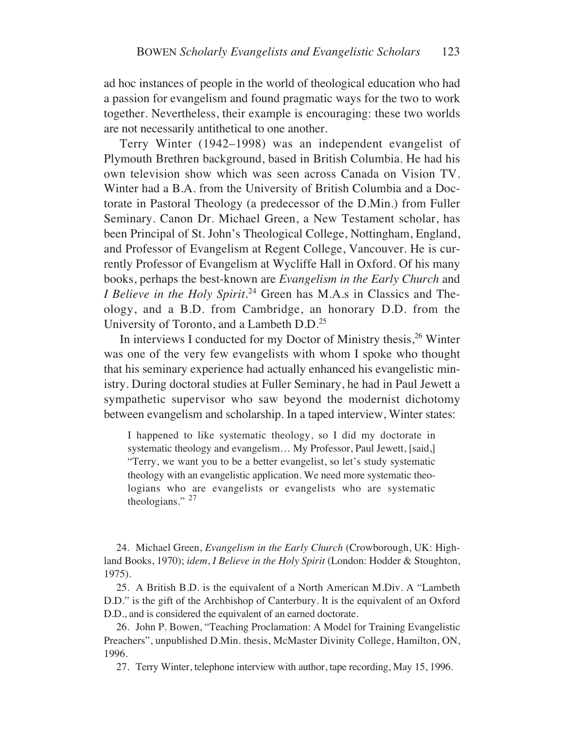ad hoc instances of people in the world of theological education who had a passion for evangelism and found pragmatic ways for the two to work together. Nevertheless, their example is encouraging: these two worlds are not necessarily antithetical to one another.

Terry Winter (1942–1998) was an independent evangelist of Plymouth Brethren background, based in British Columbia. He had his own television show which was seen across Canada on Vision TV. Winter had a B.A. from the University of British Columbia and a Doctorate in Pastoral Theology (a predecessor of the D.Min.) from Fuller Seminary. Canon Dr. Michael Green, a New Testament scholar, has been Principal of St. John's Theological College, Nottingham, England, and Professor of Evangelism at Regent College, Vancouver. He is currently Professor of Evangelism at Wycliffe Hall in Oxford. Of his many books, perhaps the best-known are *Evangelism in the Early Church* and *I Believe in the Holy Spirit*.[24] Green has M.A.s in Classics and Theology, and a B.D. from Cambridge, an honorary D.D. from the University of Toronto, and a Lambeth D.D.[25]

In interviews I conducted for my Doctor of Ministry thesis,[26] Winter was one of the very few evangelists with whom I spoke who thought that his seminary experience had actually enhanced his evangelistic ministry. During doctoral studies at Fuller Seminary, he had in Paul Jewett a sympathetic supervisor who saw beyond the modernist dichotomy between evangelism and scholarship. In a taped interview, Winter states:

> I happened to like systematic theology, so I did my doctorate in systematic theology and evangelism… My Professor, Paul Jewett, [said,] "Terry, we want you to be a better evangelist, so let's study systematic theology with an evangelistic application. We need more systematic theologians who are evangelists or evangelists who are systematic theologians." [27]

24. Michael Green, *Evangelism in the Early Church* (Crowborough, UK: Highland Books, 1970); *idem*, *I Believe in the Holy Spirit* (London: Hodder & Stoughton, 1975).

25. A British B.D. is the equivalent of a North American M.Div. A "Lambeth D.D." is the gift of the Archbishop of Canterbury. It is the equivalent of an Oxford D.D., and is considered the equivalent of an earned doctorate.

26. John P. Bowen, "Teaching Proclamation: A Model for Training Evangelistic Preachers", unpublished D.Min. thesis, McMaster Divinity College, Hamilton, ON, 1996.

27. Terry Winter, telephone interview with author, tape recording, May 15, 1996.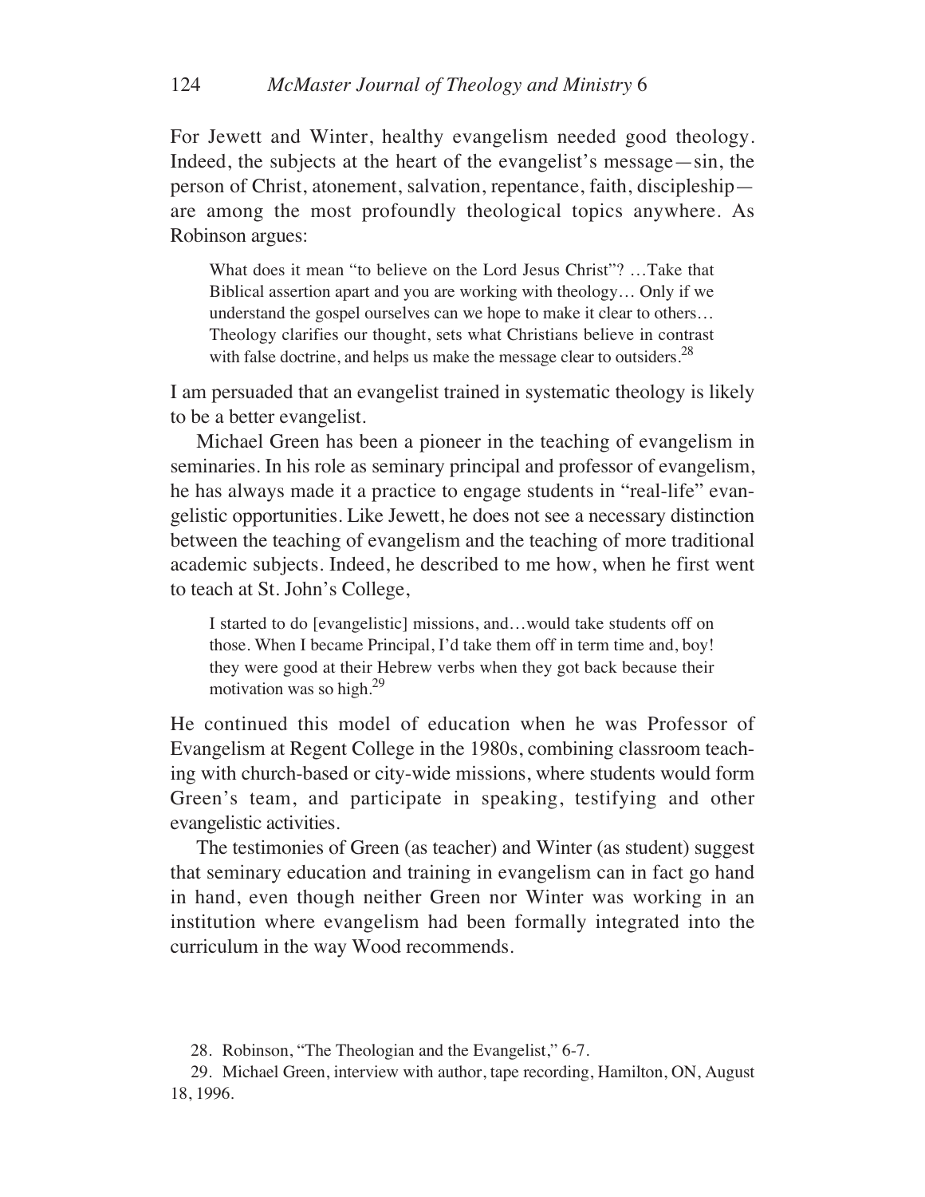For Jewett and Winter, healthy evangelism needed good theology. Indeed, the subjects at the heart of the evangelist's message—sin, the person of Christ, atonement, salvation, repentance, faith, discipleship—are among the most profoundly theological topics anywhere. As Robinson argues:

> What does it mean "to believe on the Lord Jesus Christ"? …Take that Biblical assertion apart and you are working with theology… Only if we understand the gospel ourselves can we hope to make it clear to others… Theology clarifies our thought, sets what Christians believe in contrast with false doctrine, and helps us make the message clear to outsiders.[28]

I am persuaded that an evangelist trained in systematic theology is likely to be a better evangelist.

Michael Green has been a pioneer in the teaching of evangelism in seminaries. In his role as seminary principal and professor of evangelism, he has always made it a practice to engage students in "real-life" evangelistic opportunities. Like Jewett, he does not see a necessary distinction between the teaching of evangelism and the teaching of more traditional academic subjects. Indeed, he described to me how, when he first went to teach at St. John's College,

> I started to do [evangelistic] missions, and…would take students off on those. When I became Principal, I'd take them off in term time and, boy! they were good at their Hebrew verbs when they got back because their motivation was so high.[29]

He continued this model of education when he was Professor of Evangelism at Regent College in the 1980s, combining classroom teaching with church-based or city-wide missions, where students would form Green's team, and participate in speaking, testifying and other evangelistic activities.

The testimonies of Green (as teacher) and Winter (as student) suggest that seminary education and training in evangelism can in fact go hand in hand, even though neither Green nor Winter was working in an institution where evangelism had been formally integrated into the curriculum in the way Wood recommends.

28. Robinson, "The Theologian and the Evangelist," 6-7.

29. Michael Green, interview with author, tape recording, Hamilton, ON, August 18, 1996.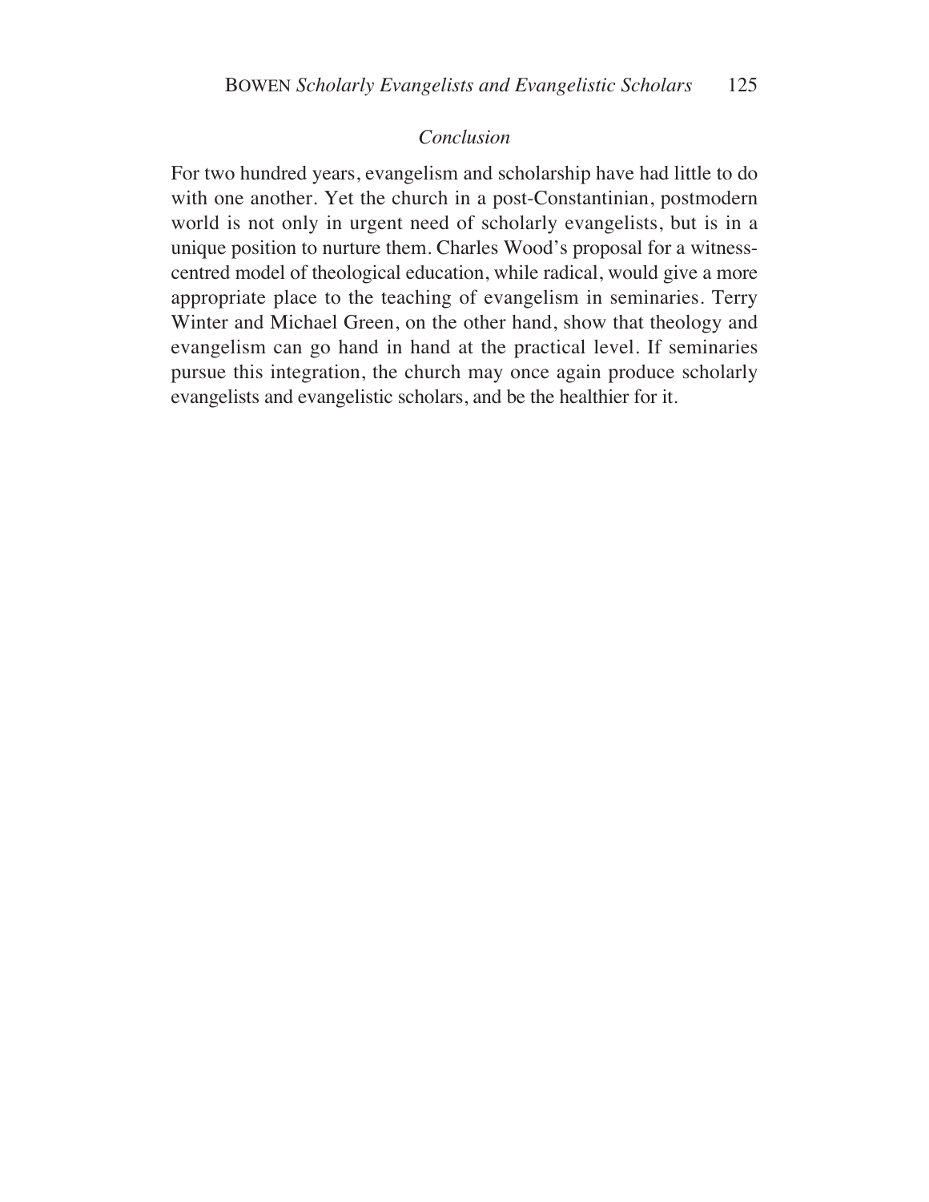### *Conclusion*

For two hundred years, evangelism and scholarship have had little to do with one another. Yet the church in a post-Constantinian, postmodern world is not only in urgent need of scholarly evangelists, but is in a unique position to nurture them. Charles Wood's proposal for a witness-centred model of theological education, while radical, would give a more appropriate place to the teaching of evangelism in seminaries. Terry Winter and Michael Green, on the other hand, show that theology and evangelism can go hand in hand at the practical level. If seminaries pursue this integration, the church may once again produce scholarly evangelists and evangelistic scholars, and be the healthier for it.